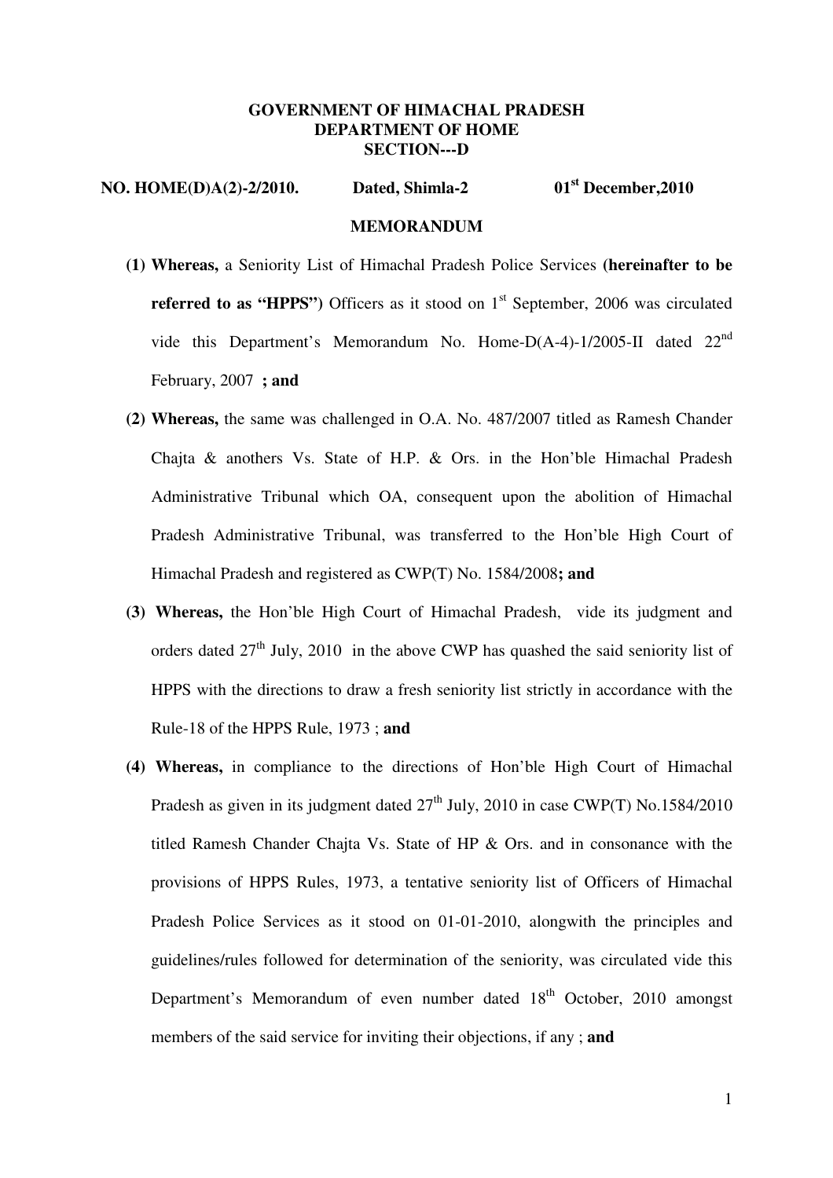**GOVERNMENT OF HIMACHAL PRADESH**
**DEPARTMENT OF HOME**
**SECTION---D**

**NO. HOME(D)A(2)-2/2010. Dated, Shimla-2 01st December,2010**

**MEMORANDUM**

**(1) Whereas,** a Seniority List of Himachal Pradesh Police Services **(hereinafter to be referred to as "HPPS")** Officers as it stood on 1st September, 2006 was circulated vide this Department's Memorandum No. Home-D(A-4)-1/2005-II dated 22nd February, 2007 **; and**

**(2) Whereas,** the same was challenged in O.A. No. 487/2007 titled as Ramesh Chander Chajta & anothers Vs. State of H.P. & Ors. in the Hon'ble Himachal Pradesh Administrative Tribunal which OA, consequent upon the abolition of Himachal Pradesh Administrative Tribunal, was transferred to the Hon'ble High Court of Himachal Pradesh and registered as CWP(T) No. 1584/2008**; and**

**(3) Whereas,** the Hon'ble High Court of Himachal Pradesh, vide its judgment and orders dated 27th July, 2010 in the above CWP has quashed the said seniority list of HPPS with the directions to draw a fresh seniority list strictly in accordance with the Rule-18 of the HPPS Rule, 1973 ; **and**

**(4) Whereas,** in compliance to the directions of Hon'ble High Court of Himachal Pradesh as given in its judgment dated 27th July, 2010 in case CWP(T) No.1584/2010 titled Ramesh Chander Chajta Vs. State of HP & Ors. and in consonance with the provisions of HPPS Rules, 1973, a tentative seniority list of Officers of Himachal Pradesh Police Services as it stood on 01-01-2010, alongwith the principles and guidelines/rules followed for determination of the seniority, was circulated vide this Department's Memorandum of even number dated 18th October, 2010 amongst members of the said service for inviting their objections, if any ; **and**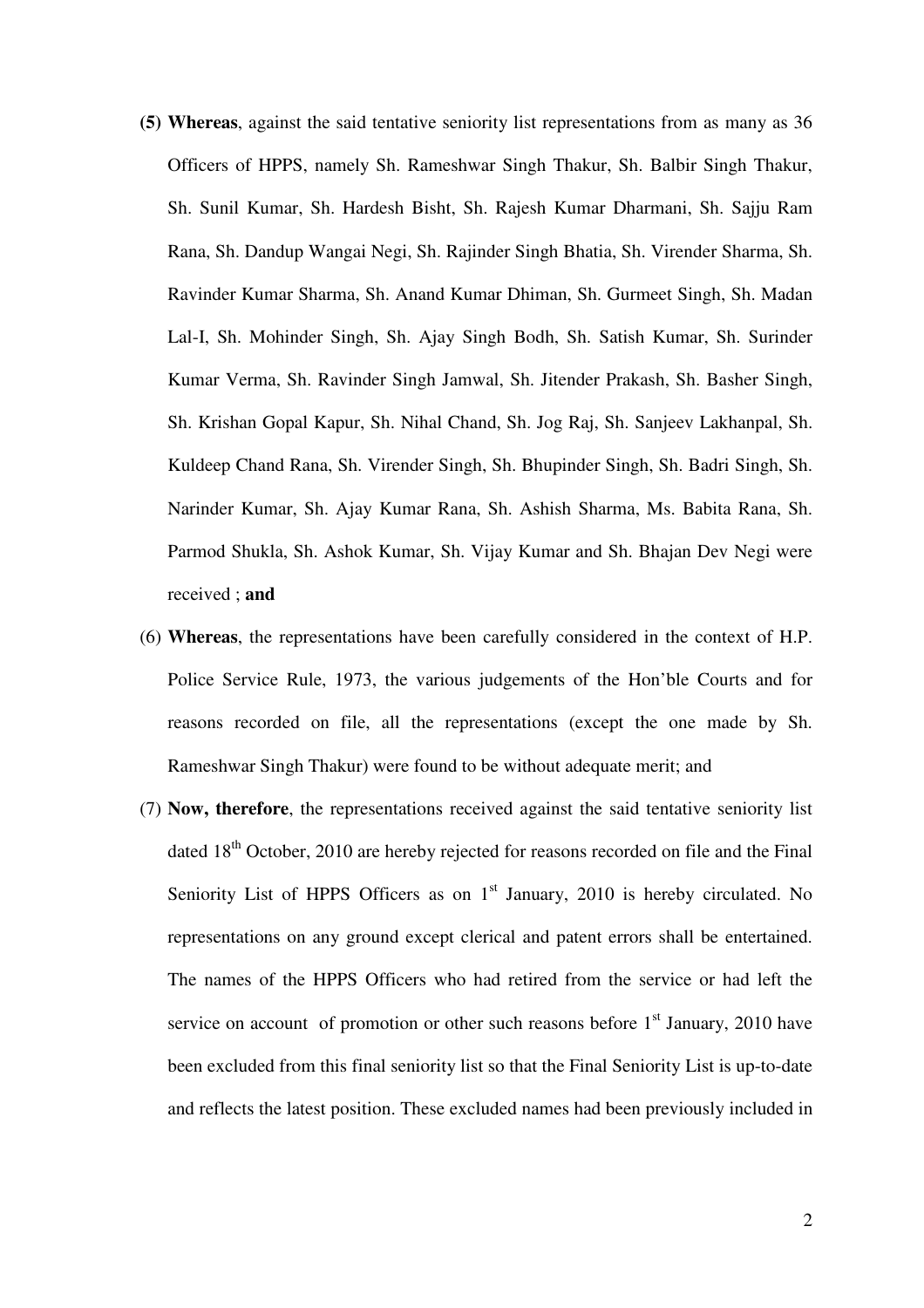(5) **Whereas**, against the said tentative seniority list representations from as many as 36 Officers of HPPS, namely Sh. Rameshwar Singh Thakur, Sh. Balbir Singh Thakur, Sh. Sunil Kumar, Sh. Hardesh Bisht, Sh. Rajesh Kumar Dharmani, Sh. Sajju Ram Rana, Sh. Dandup Wangai Negi, Sh. Rajinder Singh Bhatia, Sh. Virender Sharma, Sh. Ravinder Kumar Sharma, Sh. Anand Kumar Dhiman, Sh. Gurmeet Singh, Sh. Madan Lal-I, Sh. Mohinder Singh, Sh. Ajay Singh Bodh, Sh. Satish Kumar, Sh. Surinder Kumar Verma, Sh. Ravinder Singh Jamwal, Sh. Jitender Prakash, Sh. Basher Singh, Sh. Krishan Gopal Kapur, Sh. Nihal Chand, Sh. Jog Raj, Sh. Sanjeev Lakhanpal, Sh. Kuldeep Chand Rana, Sh. Virender Singh, Sh. Bhupinder Singh, Sh. Badri Singh, Sh. Narinder Kumar, Sh. Ajay Kumar Rana, Sh. Ashish Sharma, Ms. Babita Rana, Sh. Parmod Shukla, Sh. Ashok Kumar, Sh. Vijay Kumar and Sh. Bhajan Dev Negi were received ; **and**

(6) **Whereas**, the representations have been carefully considered in the context of H.P. Police Service Rule, 1973, the various judgements of the Hon'ble Courts and for reasons recorded on file, all the representations (except the one made by Sh. Rameshwar Singh Thakur) were found to be without adequate merit; and

(7) **Now, therefore**, the representations received against the said tentative seniority list dated 18th October, 2010 are hereby rejected for reasons recorded on file and the Final Seniority List of HPPS Officers as on 1st January, 2010 is hereby circulated. No representations on any ground except clerical and patent errors shall be entertained. The names of the HPPS Officers who had retired from the service or had left the service on account of promotion or other such reasons before 1st January, 2010 have been excluded from this final seniority list so that the Final Seniority List is up-to-date and reflects the latest position. These excluded names had been previously included in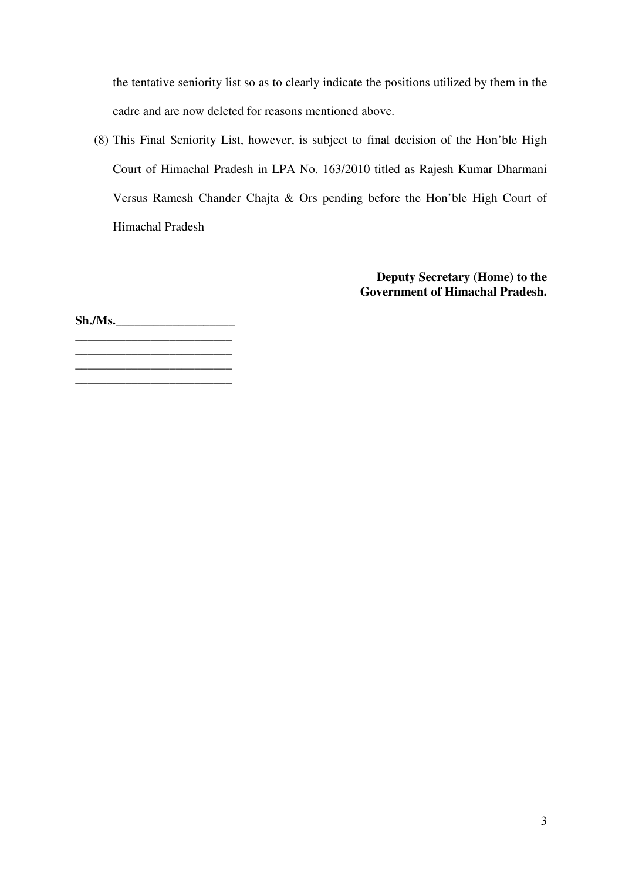the tentative seniority list so as to clearly indicate the positions utilized by them in the cadre and are now deleted for reasons mentioned above.

(8) This Final Seniority List, however, is subject to final decision of the Hon'ble High Court of Himachal Pradesh in LPA No. 163/2010 titled as Rajesh Kumar Dharmani Versus Ramesh Chander Chajta & Ors pending before the Hon'ble High Court of Himachal Pradesh

**Deputy Secretary (Home) to the Government of Himachal Pradesh.**

**Sh./Ms.__________________**

_________________________

_________________________

_________________________

_________________________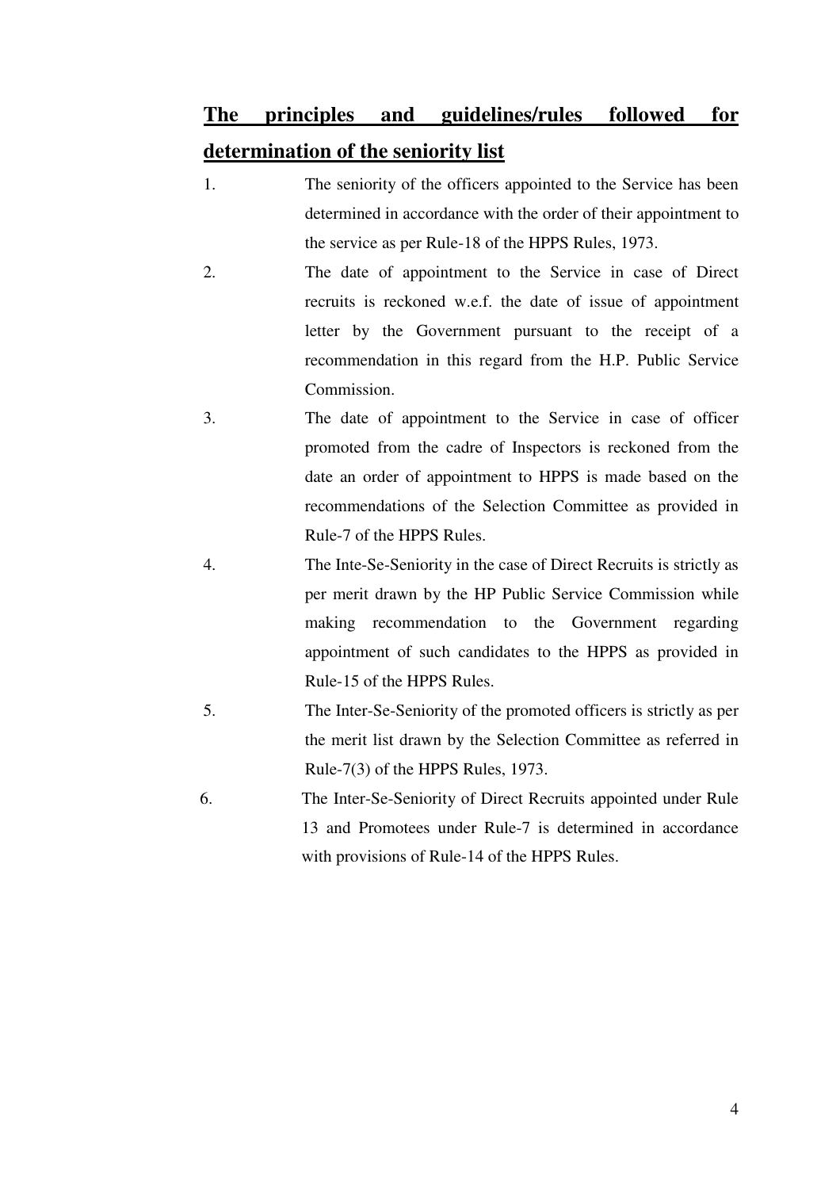## **The principles and guidelines/rules followed for determination of the seniority list**

1. The seniority of the officers appointed to the Service has been determined in accordance with the order of their appointment to the service as per Rule-18 of the HPPS Rules, 1973.
2. The date of appointment to the Service in case of Direct recruits is reckoned w.e.f. the date of issue of appointment letter by the Government pursuant to the receipt of a recommendation in this regard from the H.P. Public Service Commission.
3. The date of appointment to the Service in case of officer promoted from the cadre of Inspectors is reckoned from the date an order of appointment to HPPS is made based on the recommendations of the Selection Committee as provided in Rule-7 of the HPPS Rules.
4. The Inte-Se-Seniority in the case of Direct Recruits is strictly as per merit drawn by the HP Public Service Commission while making recommendation to the Government regarding appointment of such candidates to the HPPS as provided in Rule-15 of the HPPS Rules.
5. The Inter-Se-Seniority of the promoted officers is strictly as per the merit list drawn by the Selection Committee as referred in Rule-7(3) of the HPPS Rules, 1973.
6. The Inter-Se-Seniority of Direct Recruits appointed under Rule 13 and Promotees under Rule-7 is determined in accordance with provisions of Rule-14 of the HPPS Rules.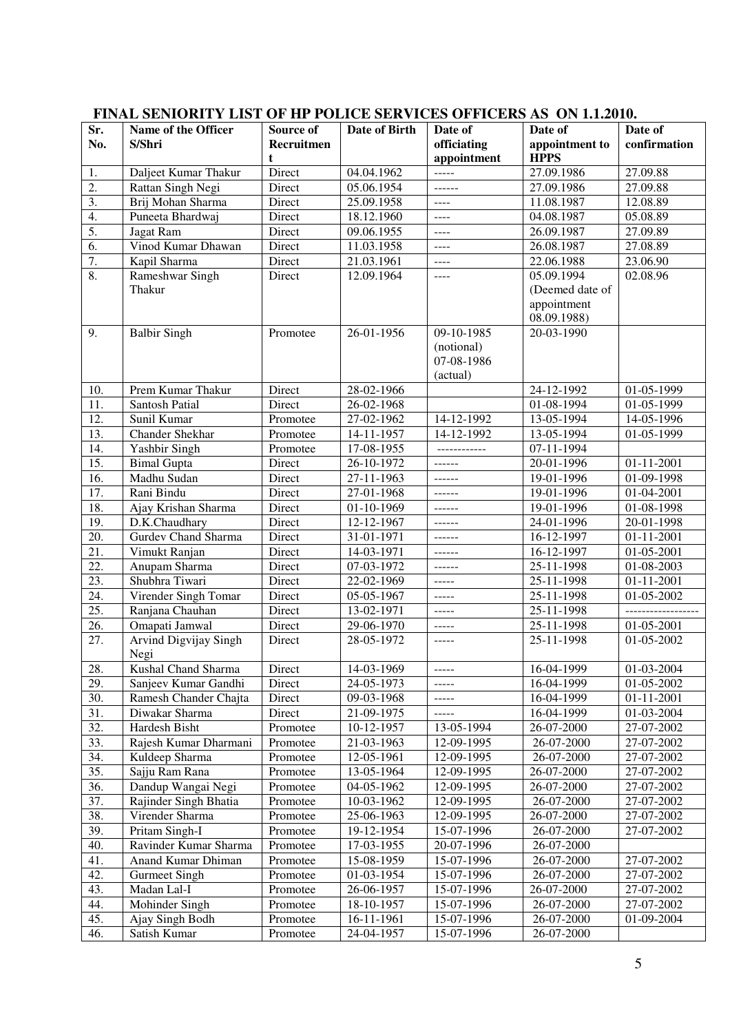# FINAL SENIORITY LIST OF HP POLICE SERVICES OFFICERS AS ON 1.1.2010.

| Sr. No. | Name of the Officer S/Shri | Source of Recruitment | Date of Birth | Date of officiating appointment | Date of appointment to HPPS | Date of confirmation |
|---|---|---|---|---|---|---|
| 1. | Daljeet Kumar Thakur | Direct | 04.04.1962 | ----- | 27.09.1986 | 27.09.88 |
| 2. | Rattan Singh Negi | Direct | 05.06.1954 | ------ | 27.09.1986 | 27.09.88 |
| 3. | Brij Mohan Sharma | Direct | 25.09.1958 | ---- | 11.08.1987 | 12.08.89 |
| 4. | Puneeta Bhardwaj | Direct | 18.12.1960 | ---- | 04.08.1987 | 05.08.89 |
| 5. | Jagat Ram | Direct | 09.06.1955 | ---- | 26.09.1987 | 27.09.89 |
| 6. | Vinod Kumar Dhawan | Direct | 11.03.1958 | ---- | 26.08.1987 | 27.08.89 |
| 7. | Kapil Sharma | Direct | 21.03.1961 | ---- | 22.06.1988 | 23.06.90 |
| 8. | Rameshwar Singh Thakur | Direct | 12.09.1964 | ---- | 05.09.1994 (Deemed date of appointment 08.09.1988) | 02.08.96 |
| 9. | Balbir Singh | Promotee | 26-01-1956 | 09-10-1985 (notional) 07-08-1986 (actual) | 20-03-1990 | |
| 10. | Prem Kumar Thakur | Direct | 28-02-1966 | | 24-12-1992 | 01-05-1999 |
| 11. | Santosh Patial | Direct | 26-02-1968 | | 01-08-1994 | 01-05-1999 |
| 12. | Sunil Kumar | Promotee | 27-02-1962 | 14-12-1992 | 13-05-1994 | 14-05-1996 |
| 13. | Chander Shekhar | Promotee | 14-11-1957 | 14-12-1992 | 13-05-1994 | 01-05-1999 |
| 14. | Yashbir Singh | Promotee | 17-08-1955 | ------------ | 07-11-1994 | |
| 15. | Bimal Gupta | Direct | 26-10-1972 | ------ | 20-01-1996 | 01-11-2001 |
| 16. | Madhu Sudan | Direct | 27-11-1963 | ------ | 19-01-1996 | 01-09-1998 |
| 17. | Rani Bindu | Direct | 27-01-1968 | ------ | 19-01-1996 | 01-04-2001 |
| 18. | Ajay Krishan Sharma | Direct | 01-10-1969 | ------ | 19-01-1996 | 01-08-1998 |
| 19. | D.K.Chaudhary | Direct | 12-12-1967 | ------ | 24-01-1996 | 20-01-1998 |
| 20. | Gurdev Chand Sharma | Direct | 31-01-1971 | ------ | 16-12-1997 | 01-11-2001 |
| 21. | Vimukt Ranjan | Direct | 14-03-1971 | ------ | 16-12-1997 | 01-05-2001 |
| 22. | Anupam Sharma | Direct | 07-03-1972 | ------ | 25-11-1998 | 01-08-2003 |
| 23. | Shubhra Tiwari | Direct | 22-02-1969 | ----- | 25-11-1998 | 01-11-2001 |
| 24. | Virender Singh Tomar | Direct | 05-05-1967 | ----- | 25-11-1998 | 01-05-2002 |
| 25. | Ranjana Chauhan | Direct | 13-02-1971 | ----- | 25-11-1998 | ----------------- |
| 26. | Omapati Jamwal | Direct | 29-06-1970 | ----- | 25-11-1998 | 01-05-2001 |
| 27. | Arvind Digvijay Singh Negi | Direct | 28-05-1972 | ----- | 25-11-1998 | 01-05-2002 |
| 28. | Kushal Chand Sharma | Direct | 14-03-1969 | ----- | 16-04-1999 | 01-03-2004 |
| 29. | Sanjeev Kumar Gandhi | Direct | 24-05-1973 | ----- | 16-04-1999 | 01-05-2002 |
| 30. | Ramesh Chander Chajta | Direct | 09-03-1968 | ----- | 16-04-1999 | 01-11-2001 |
| 31. | Diwakar Sharma | Direct | 21-09-1975 | ----- | 16-04-1999 | 01-03-2004 |
| 32. | Hardesh Bisht | Promotee | 10-12-1957 | 13-05-1994 | 26-07-2000 | 27-07-2002 |
| 33. | Rajesh Kumar Dharmani | Promotee | 21-03-1963 | 12-09-1995 | 26-07-2000 | 27-07-2002 |
| 34. | Kuldeep Sharma | Promotee | 12-05-1961 | 12-09-1995 | 26-07-2000 | 27-07-2002 |
| 35. | Sajju Ram Rana | Promotee | 13-05-1964 | 12-09-1995 | 26-07-2000 | 27-07-2002 |
| 36. | Dandup Wangai Negi | Promotee | 04-05-1962 | 12-09-1995 | 26-07-2000 | 27-07-2002 |
| 37. | Rajinder Singh Bhatia | Promotee | 10-03-1962 | 12-09-1995 | 26-07-2000 | 27-07-2002 |
| 38. | Virender Sharma | Promotee | 25-06-1963 | 12-09-1995 | 26-07-2000 | 27-07-2002 |
| 39. | Pritam Singh-I | Promotee | 19-12-1954 | 15-07-1996 | 26-07-2000 | 27-07-2002 |
| 40. | Ravinder Kumar Sharma | Promotee | 17-03-1955 | 20-07-1996 | 26-07-2000 | |
| 41. | Anand Kumar Dhiman | Promotee | 15-08-1959 | 15-07-1996 | 26-07-2000 | 27-07-2002 |
| 42. | Gurmeet Singh | Promotee | 01-03-1954 | 15-07-1996 | 26-07-2000 | 27-07-2002 |
| 43. | Madan Lal-I | Promotee | 26-06-1957 | 15-07-1996 | 26-07-2000 | 27-07-2002 |
| 44. | Mohinder Singh | Promotee | 18-10-1957 | 15-07-1996 | 26-07-2000 | 27-07-2002 |
| 45. | Ajay Singh Bodh | Promotee | 16-11-1961 | 15-07-1996 | 26-07-2000 | 01-09-2004 |
| 46. | Satish Kumar | Promotee | 24-04-1957 | 15-07-1996 | 26-07-2000 | |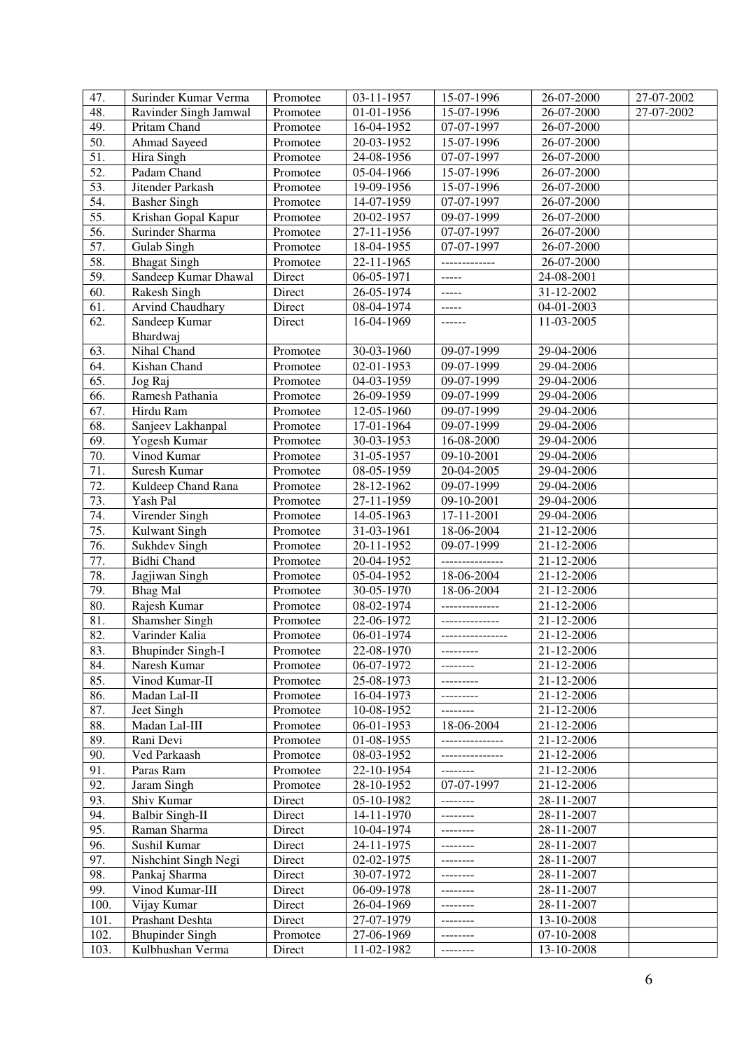| 47. | Surinder Kumar Verma | Promotee | 03-11-1957 | 15-07-1996 | 26-07-2000 | 27-07-2002 |
|---|---|---|---|---|---|---|
| 48. | Ravinder Singh Jamwal | Promotee | 01-01-1956 | 15-07-1996 | 26-07-2000 | 27-07-2002 |
| 49. | Pritam Chand | Promotee | 16-04-1952 | 07-07-1997 | 26-07-2000 | |
| 50. | Ahmad Sayeed | Promotee | 20-03-1952 | 15-07-1996 | 26-07-2000 | |
| 51. | Hira Singh | Promotee | 24-08-1956 | 07-07-1997 | 26-07-2000 | |
| 52. | Padam Chand | Promotee | 05-04-1966 | 15-07-1996 | 26-07-2000 | |
| 53. | Jitender Parkash | Promotee | 19-09-1956 | 15-07-1996 | 26-07-2000 | |
| 54. | Basher Singh | Promotee | 14-07-1959 | 07-07-1997 | 26-07-2000 | |
| 55. | Krishan Gopal Kapur | Promotee | 20-02-1957 | 09-07-1999 | 26-07-2000 | |
| 56. | Surinder Sharma | Promotee | 27-11-1956 | 07-07-1997 | 26-07-2000 | |
| 57. | Gulab Singh | Promotee | 18-04-1955 | 07-07-1997 | 26-07-2000 | |
| 58. | Bhagat Singh | Promotee | 22-11-1965 | ------------- | 26-07-2000 | |
| 59. | Sandeep Kumar Dhawal | Direct | 06-05-1971 | ----- | 24-08-2001 | |
| 60. | Rakesh Singh | Direct | 26-05-1974 | ----- | 31-12-2002 | |
| 61. | Arvind Chaudhary | Direct | 08-04-1974 | ----- | 04-01-2003 | |
| 62. | Sandeep Kumar Bhardwaj | Direct | 16-04-1969 | ------ | 11-03-2005 | |
| 63. | Nihal Chand | Promotee | 30-03-1960 | 09-07-1999 | 29-04-2006 | |
| 64. | Kishan Chand | Promotee | 02-01-1953 | 09-07-1999 | 29-04-2006 | |
| 65. | Jog Raj | Promotee | 04-03-1959 | 09-07-1999 | 29-04-2006 | |
| 66. | Ramesh Pathania | Promotee | 26-09-1959 | 09-07-1999 | 29-04-2006 | |
| 67. | Hirdu Ram | Promotee | 12-05-1960 | 09-07-1999 | 29-04-2006 | |
| 68. | Sanjeev Lakhanpal | Promotee | 17-01-1964 | 09-07-1999 | 29-04-2006 | |
| 69. | Yogesh Kumar | Promotee | 30-03-1953 | 16-08-2000 | 29-04-2006 | |
| 70. | Vinod Kumar | Promotee | 31-05-1957 | 09-10-2001 | 29-04-2006 | |
| 71. | Suresh Kumar | Promotee | 08-05-1959 | 20-04-2005 | 29-04-2006 | |
| 72. | Kuldeep Chand Rana | Promotee | 28-12-1962 | 09-07-1999 | 29-04-2006 | |
| 73. | Yash Pal | Promotee | 27-11-1959 | 09-10-2001 | 29-04-2006 | |
| 74. | Virender Singh | Promotee | 14-05-1963 | 17-11-2001 | 29-04-2006 | |
| 75. | Kulwant Singh | Promotee | 31-03-1961 | 18-06-2004 | 21-12-2006 | |
| 76. | Sukhdev Singh | Promotee | 20-11-1952 | 09-07-1999 | 21-12-2006 | |
| 77. | Bidhi Chand | Promotee | 20-04-1952 | --------------- | 21-12-2006 | |
| 78. | Jagjiwan Singh | Promotee | 05-04-1952 | 18-06-2004 | 21-12-2006 | |
| 79. | Bhag Mal | Promotee | 30-05-1970 | 18-06-2004 | 21-12-2006 | |
| 80. | Rajesh Kumar | Promotee | 08-02-1974 | -------------- | 21-12-2006 | |
| 81. | Shamsher Singh | Promotee | 22-06-1972 | -------------- | 21-12-2006 | |
| 82. | Varinder Kalia | Promotee | 06-01-1974 | ---------------- | 21-12-2006 | |
| 83. | Bhupinder Singh-I | Promotee | 22-08-1970 | --------- | 21-12-2006 | |
| 84. | Naresh Kumar | Promotee | 06-07-1972 | -------- | 21-12-2006 | |
| 85. | Vinod Kumar-II | Promotee | 25-08-1973 | --------- | 21-12-2006 | |
| 86. | Madan Lal-II | Promotee | 16-04-1973 | --------- | 21-12-2006 | |
| 87. | Jeet Singh | Promotee | 10-08-1952 | -------- | 21-12-2006 | |
| 88. | Madan Lal-III | Promotee | 06-01-1953 | 18-06-2004 | 21-12-2006 | |
| 89. | Rani Devi | Promotee | 01-08-1955 | --------------- | 21-12-2006 | |
| 90. | Ved Parkaash | Promotee | 08-03-1952 | --------------- | 21-12-2006 | |
| 91. | Paras Ram | Promotee | 22-10-1954 | -------- | 21-12-2006 | |
| 92. | Jaram Singh | Promotee | 28-10-1952 | 07-07-1997 | 21-12-2006 | |
| 93. | Shiv Kumar | Direct | 05-10-1982 | -------- | 28-11-2007 | |
| 94. | Balbir Singh-II | Direct | 14-11-1970 | -------- | 28-11-2007 | |
| 95. | Raman Sharma | Direct | 10-04-1974 | -------- | 28-11-2007 | |
| 96. | Sushil Kumar | Direct | 24-11-1975 | -------- | 28-11-2007 | |
| 97. | Nishchint Singh Negi | Direct | 02-02-1975 | -------- | 28-11-2007 | |
| 98. | Pankaj Sharma | Direct | 30-07-1972 | -------- | 28-11-2007 | |
| 99. | Vinod Kumar-III | Direct | 06-09-1978 | -------- | 28-11-2007 | |
| 100. | Vijay Kumar | Direct | 26-04-1969 | -------- | 28-11-2007 | |
| 101. | Prashant Deshta | Direct | 27-07-1979 | -------- | 13-10-2008 | |
| 102. | Bhupinder Singh | Promotee | 27-06-1969 | -------- | 07-10-2008 | |
| 103. | Kulbhushan Verma | Direct | 11-02-1982 | -------- | 13-10-2008 | |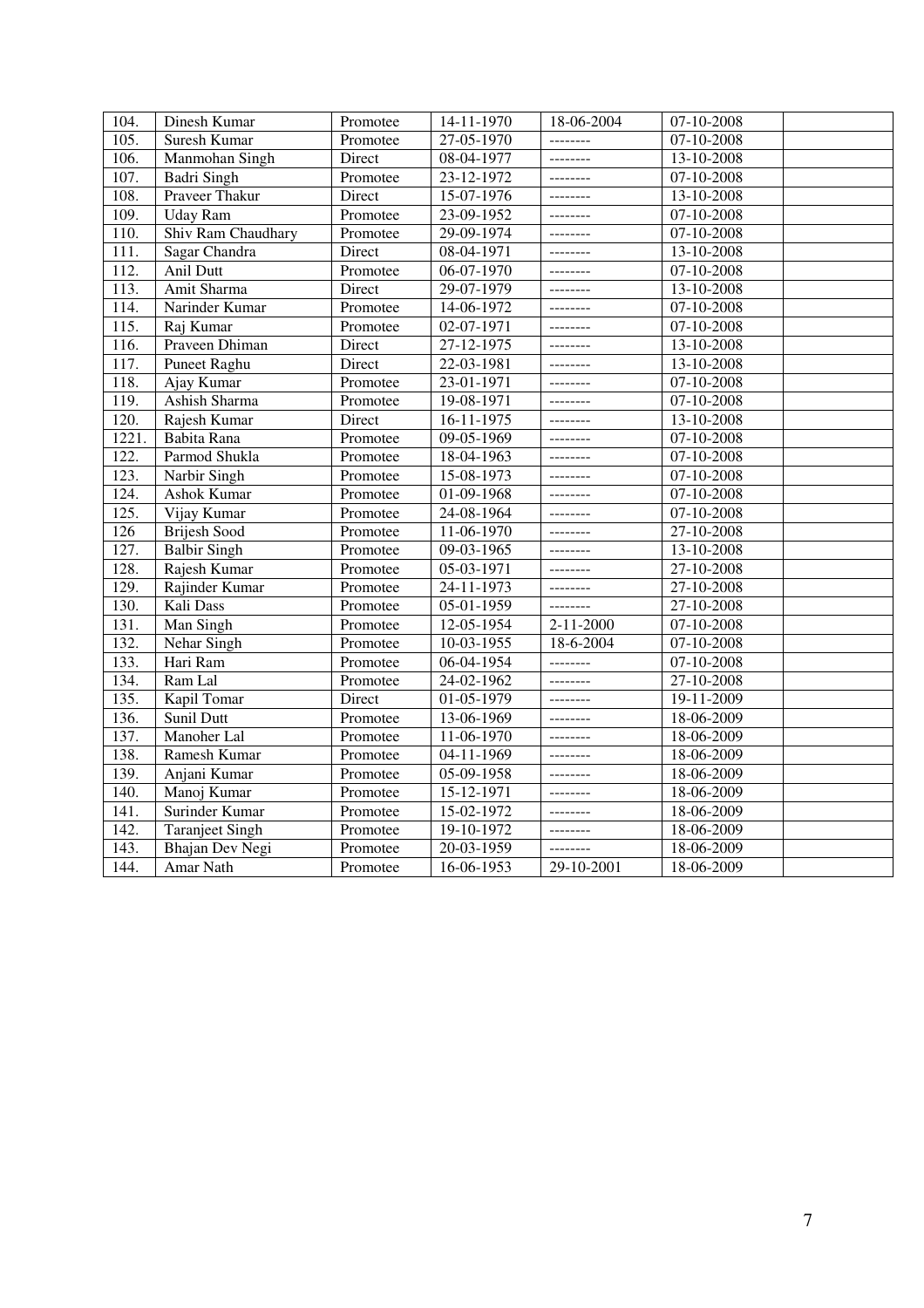| | | | | | | |
|---|---|---|---|---|---|---|
| 104. | Dinesh Kumar | Promotee | 14-11-1970 | 18-06-2004 | 07-10-2008 | |
| 105. | Suresh Kumar | Promotee | 27-05-1970 | -------- | 07-10-2008 | |
| 106. | Manmohan Singh | Direct | 08-04-1977 | -------- | 13-10-2008 | |
| 107. | Badri Singh | Promotee | 23-12-1972 | -------- | 07-10-2008 | |
| 108. | Praveer Thakur | Direct | 15-07-1976 | -------- | 13-10-2008 | |
| 109. | Uday Ram | Promotee | 23-09-1952 | -------- | 07-10-2008 | |
| 110. | Shiv Ram Chaudhary | Promotee | 29-09-1974 | -------- | 07-10-2008 | |
| 111. | Sagar Chandra | Direct | 08-04-1971 | -------- | 13-10-2008 | |
| 112. | Anil Dutt | Promotee | 06-07-1970 | -------- | 07-10-2008 | |
| 113. | Amit Sharma | Direct | 29-07-1979 | -------- | 13-10-2008 | |
| 114. | Narinder Kumar | Promotee | 14-06-1972 | -------- | 07-10-2008 | |
| 115. | Raj Kumar | Promotee | 02-07-1971 | -------- | 07-10-2008 | |
| 116. | Praveen Dhiman | Direct | 27-12-1975 | -------- | 13-10-2008 | |
| 117. | Puneet Raghu | Direct | 22-03-1981 | -------- | 13-10-2008 | |
| 118. | Ajay Kumar | Promotee | 23-01-1971 | -------- | 07-10-2008 | |
| 119. | Ashish Sharma | Promotee | 19-08-1971 | -------- | 07-10-2008 | |
| 120. | Rajesh Kumar | Direct | 16-11-1975 | -------- | 13-10-2008 | |
| 1221. | Babita Rana | Promotee | 09-05-1969 | -------- | 07-10-2008 | |
| 122. | Parmod Shukla | Promotee | 18-04-1963 | -------- | 07-10-2008 | |
| 123. | Narbir Singh | Promotee | 15-08-1973 | -------- | 07-10-2008 | |
| 124. | Ashok Kumar | Promotee | 01-09-1968 | -------- | 07-10-2008 | |
| 125. | Vijay Kumar | Promotee | 24-08-1964 | -------- | 07-10-2008 | |
| 126 | Brijesh Sood | Promotee | 11-06-1970 | -------- | 27-10-2008 | |
| 127. | Balbir Singh | Promotee | 09-03-1965 | -------- | 13-10-2008 | |
| 128. | Rajesh Kumar | Promotee | 05-03-1971 | -------- | 27-10-2008 | |
| 129. | Rajinder Kumar | Promotee | 24-11-1973 | -------- | 27-10-2008 | |
| 130. | Kali Dass | Promotee | 05-01-1959 | -------- | 27-10-2008 | |
| 131. | Man Singh | Promotee | 12-05-1954 | 2-11-2000 | 07-10-2008 | |
| 132. | Nehar Singh | Promotee | 10-03-1955 | 18-6-2004 | 07-10-2008 | |
| 133. | Hari Ram | Promotee | 06-04-1954 | -------- | 07-10-2008 | |
| 134. | Ram Lal | Promotee | 24-02-1962 | -------- | 27-10-2008 | |
| 135. | Kapil Tomar | Direct | 01-05-1979 | -------- | 19-11-2009 | |
| 136. | Sunil Dutt | Promotee | 13-06-1969 | -------- | 18-06-2009 | |
| 137. | Manoher Lal | Promotee | 11-06-1970 | -------- | 18-06-2009 | |
| 138. | Ramesh Kumar | Promotee | 04-11-1969 | -------- | 18-06-2009 | |
| 139. | Anjani Kumar | Promotee | 05-09-1958 | -------- | 18-06-2009 | |
| 140. | Manoj Kumar | Promotee | 15-12-1971 | -------- | 18-06-2009 | |
| 141. | Surinder Kumar | Promotee | 15-02-1972 | -------- | 18-06-2009 | |
| 142. | Taranjeet Singh | Promotee | 19-10-1972 | -------- | 18-06-2009 | |
| 143. | Bhajan Dev Negi | Promotee | 20-03-1959 | -------- | 18-06-2009 | |
| 144. | Amar Nath | Promotee | 16-06-1953 | 29-10-2001 | 18-06-2009 | |